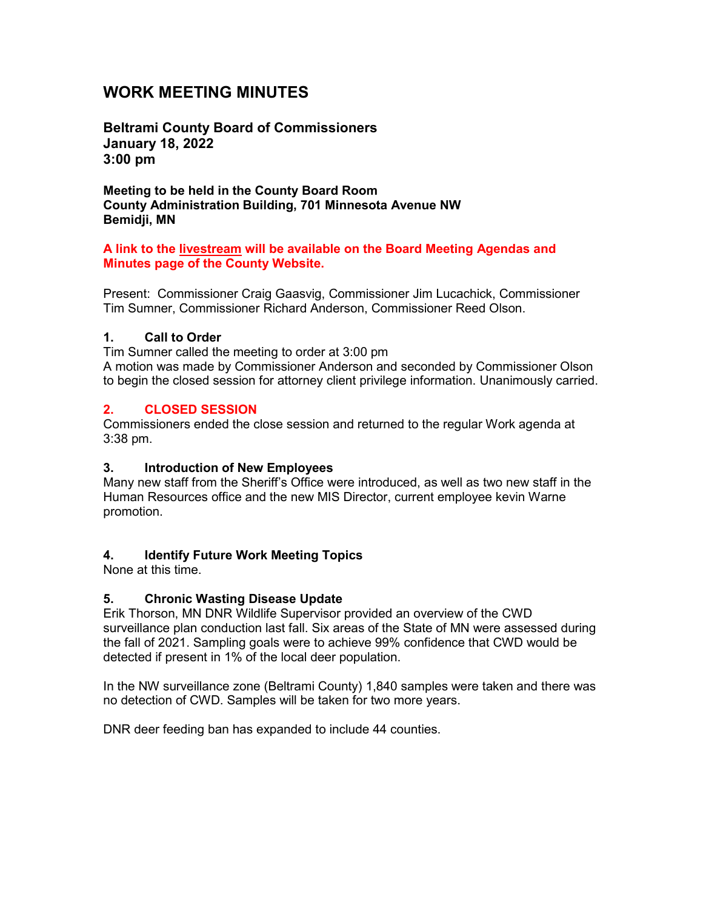# WORK MEETING MINUTES

**Beltrami County Board of Commissioners**
**January 18, 2022**
**3:00 pm**

**Meeting to be held in the County Board Room**
**County Administration Building, 701 Minnesota Avenue NW**
**Bemidji, MN**

**A link to the livestream will be available on the Board Meeting Agendas and Minutes page of the County Website.**

Present: Commissioner Craig Gaasvig, Commissioner Jim Lucachick, Commissioner Tim Sumner, Commissioner Richard Anderson, Commissioner Reed Olson.

### 1. Call to Order

Tim Sumner called the meeting to order at 3:00 pm
A motion was made by Commissioner Anderson and seconded by Commissioner Olson to begin the closed session for attorney client privilege information. Unanimously carried.

### 2. CLOSED SESSION

Commissioners ended the close session and returned to the regular Work agenda at 3:38 pm.

### 3. Introduction of New Employees

Many new staff from the Sheriff's Office were introduced, as well as two new staff in the Human Resources office and the new MIS Director, current employee kevin Warne promotion.

### 4. Identify Future Work Meeting Topics

None at this time.

### 5. Chronic Wasting Disease Update

Erik Thorson, MN DNR Wildlife Supervisor provided an overview of the CWD surveillance plan conduction last fall. Six areas of the State of MN were assessed during the fall of 2021. Sampling goals were to achieve 99% confidence that CWD would be detected if present in 1% of the local deer population.

In the NW surveillance zone (Beltrami County) 1,840 samples were taken and there was no detection of CWD. Samples will be taken for two more years.

DNR deer feeding ban has expanded to include 44 counties.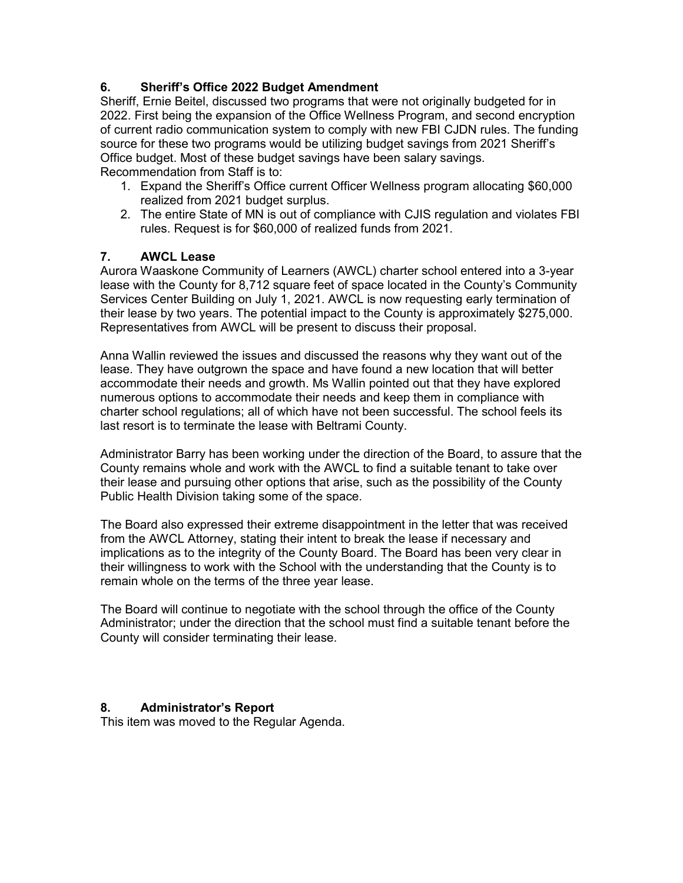### 6. Sheriff's Office 2022 Budget Amendment

Sheriff, Ernie Beitel, discussed two programs that were not originally budgeted for in 2022. First being the expansion of the Office Wellness Program, and second encryption of current radio communication system to comply with new FBI CJDN rules. The funding source for these two programs would be utilizing budget savings from 2021 Sheriff's Office budget. Most of these budget savings have been salary savings. Recommendation from Staff is to:

1. Expand the Sheriff's Office current Officer Wellness program allocating $60,000 realized from 2021 budget surplus.
2. The entire State of MN is out of compliance with CJIS regulation and violates FBI rules. Request is for $60,000 of realized funds from 2021.

### 7. AWCL Lease

Aurora Waaskone Community of Learners (AWCL) charter school entered into a 3-year lease with the County for 8,712 square feet of space located in the County's Community Services Center Building on July 1, 2021. AWCL is now requesting early termination of their lease by two years. The potential impact to the County is approximately $275,000. Representatives from AWCL will be present to discuss their proposal.

Anna Wallin reviewed the issues and discussed the reasons why they want out of the lease. They have outgrown the space and have found a new location that will better accommodate their needs and growth. Ms Wallin pointed out that they have explored numerous options to accommodate their needs and keep them in compliance with charter school regulations; all of which have not been successful. The school feels its last resort is to terminate the lease with Beltrami County.

Administrator Barry has been working under the direction of the Board, to assure that the County remains whole and work with the AWCL to find a suitable tenant to take over their lease and pursuing other options that arise, such as the possibility of the County Public Health Division taking some of the space.

The Board also expressed their extreme disappointment in the letter that was received from the AWCL Attorney, stating their intent to break the lease if necessary and implications as to the integrity of the County Board. The Board has been very clear in their willingness to work with the School with the understanding that the County is to remain whole on the terms of the three year lease.

The Board will continue to negotiate with the school through the office of the County Administrator; under the direction that the school must find a suitable tenant before the County will consider terminating their lease.

### 8. Administrator's Report

This item was moved to the Regular Agenda.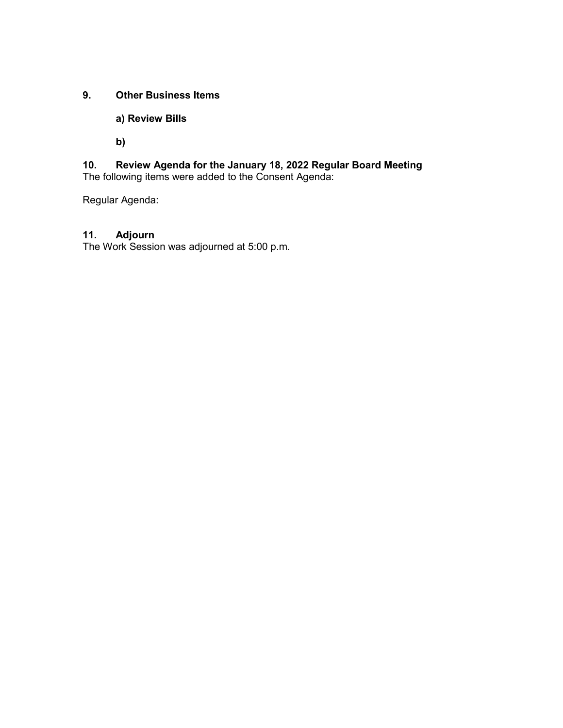**9. Other Business Items**

**a) Review Bills**

**b)**

**10. Review Agenda for the January 18, 2022 Regular Board Meeting**

The following items were added to the Consent Agenda:

Regular Agenda:

**11. Adjourn**

The Work Session was adjourned at 5:00 p.m.